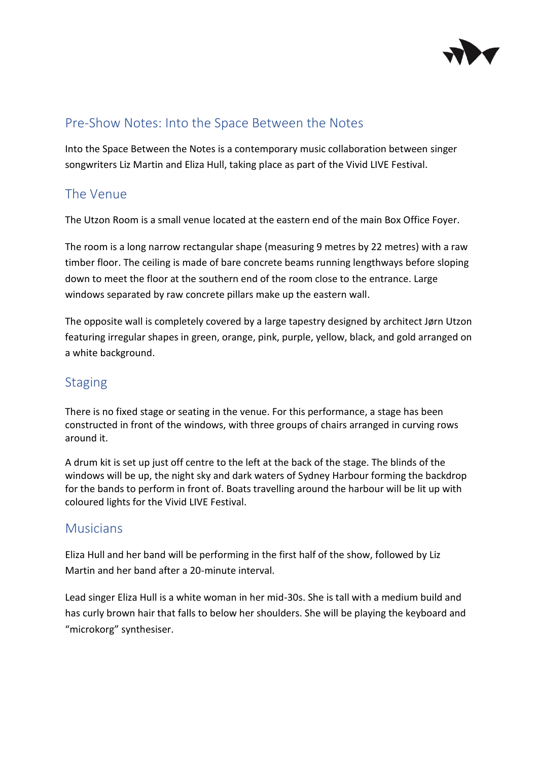## Pre-Show Notes: Into the Space Between the Notes

Into the Space Between the Notes is a contemporary music collaboration between singer songwriters Liz Martin and Eliza Hull, taking place as part of the Vivid LIVE Festival.

## The Venue

The Utzon Room is a small venue located at the eastern end of the main Box Office Foyer.

The room is a long narrow rectangular shape (measuring 9 metres by 22 metres) with a raw timber floor. The ceiling is made of bare concrete beams running lengthways before sloping down to meet the floor at the southern end of the room close to the entrance. Large windows separated by raw concrete pillars make up the eastern wall.

The opposite wall is completely covered by a large tapestry designed by architect Jørn Utzon featuring irregular shapes in green, orange, pink, purple, yellow, black, and gold arranged on a white background.

## Staging

There is no fixed stage or seating in the venue. For this performance, a stage has been constructed in front of the windows, with three groups of chairs arranged in curving rows around it.

A drum kit is set up just off centre to the left at the back of the stage. The blinds of the windows will be up, the night sky and dark waters of Sydney Harbour forming the backdrop for the bands to perform in front of. Boats travelling around the harbour will be lit up with coloured lights for the Vivid LIVE Festival.

## Musicians

Eliza Hull and her band will be performing in the first half of the show, followed by Liz Martin and her band after a 20-minute interval.

Lead singer Eliza Hull is a white woman in her mid-30s. She is tall with a medium build and has curly brown hair that falls to below her shoulders. She will be playing the keyboard and "microkorg" synthesiser.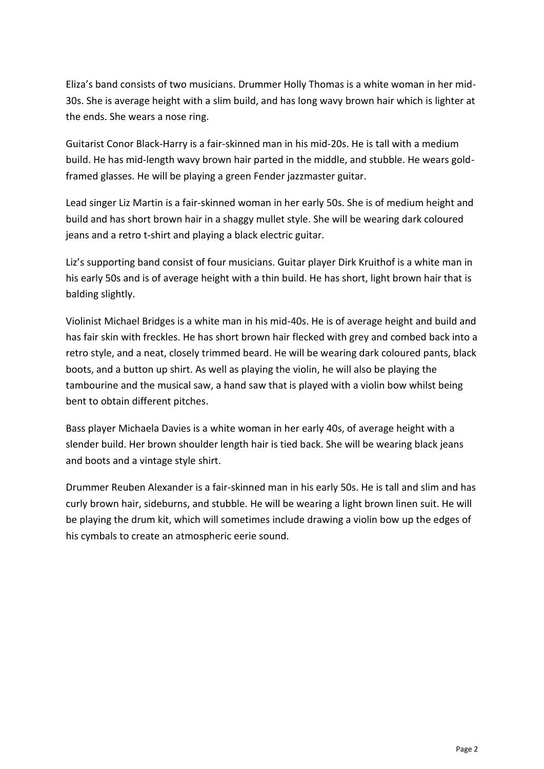Eliza's band consists of two musicians. Drummer Holly Thomas is a white woman in her mid-30s. She is average height with a slim build, and has long wavy brown hair which is lighter at the ends. She wears a nose ring.

Guitarist Conor Black-Harry is a fair-skinned man in his mid-20s. He is tall with a medium build. He has mid-length wavy brown hair parted in the middle, and stubble. He wears gold-framed glasses. He will be playing a green Fender jazzmaster guitar.

Lead singer Liz Martin is a fair-skinned woman in her early 50s. She is of medium height and build and has short brown hair in a shaggy mullet style. She will be wearing dark coloured jeans and a retro t-shirt and playing a black electric guitar.

Liz's supporting band consist of four musicians. Guitar player Dirk Kruithof is a white man in his early 50s and is of average height with a thin build. He has short, light brown hair that is balding slightly.

Violinist Michael Bridges is a white man in his mid-40s. He is of average height and build and has fair skin with freckles. He has short brown hair flecked with grey and combed back into a retro style, and a neat, closely trimmed beard. He will be wearing dark coloured pants, black boots, and a button up shirt. As well as playing the violin, he will also be playing the tambourine and the musical saw, a hand saw that is played with a violin bow whilst being bent to obtain different pitches.

Bass player Michaela Davies is a white woman in her early 40s, of average height with a slender build. Her brown shoulder length hair is tied back. She will be wearing black jeans and boots and a vintage style shirt.

Drummer Reuben Alexander is a fair-skinned man in his early 50s. He is tall and slim and has curly brown hair, sideburns, and stubble. He will be wearing a light brown linen suit. He will be playing the drum kit, which will sometimes include drawing a violin bow up the edges of his cymbals to create an atmospheric eerie sound.